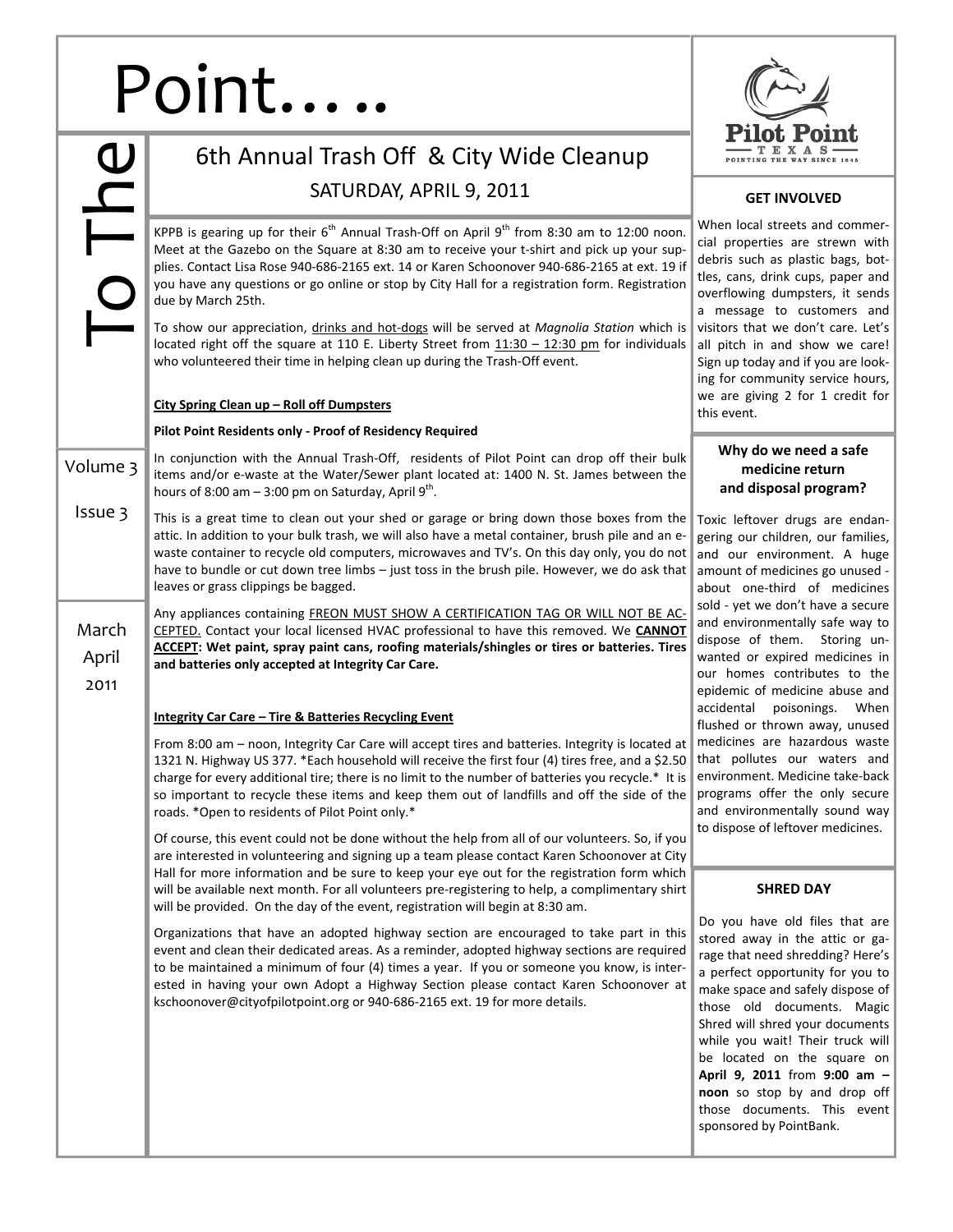# To The Point…..

Volume 3

Issue 3

March April 2011

## 6th Annual Trash Off & City Wide Cleanup

SATURDAY, APRIL 9, 2011

KPPB is gearing up for their 6th Annual Trash-Off on April 9th from 8:30 am to 12:00 noon. Meet at the Gazebo on the Square at 8:30 am to receive your t-shirt and pick up your supplies. Contact Lisa Rose 940-686-2165 ext. 14 or Karen Schoonover 940-686-2165 at ext. 19 if you have any questions or go online or stop by City Hall for a registration form. Registration due by March 25th.

To show our appreciation, drinks and hot-dogs will be served at *Magnolia Station* which is located right off the square at 110 E. Liberty Street from 11:30 – 12:30 pm for individuals who volunteered their time in helping clean up during the Trash-Off event.

**City Spring Clean up – Roll off Dumpsters**

**Pilot Point Residents only - Proof of Residency Required**

In conjunction with the Annual Trash-Off, residents of Pilot Point can drop off their bulk items and/or e-waste at the Water/Sewer plant located at: 1400 N. St. James between the hours of 8:00 am – 3:00 pm on Saturday, April 9th.

This is a great time to clean out your shed or garage or bring down those boxes from the attic. In addition to your bulk trash, we will also have a metal container, brush pile and an e-waste container to recycle old computers, microwaves and TV's. On this day only, you do not have to bundle or cut down tree limbs – just toss in the brush pile. However, we do ask that leaves or grass clippings be bagged.

Any appliances containing FREON MUST SHOW A CERTIFICATION TAG OR WILL NOT BE ACCEPTED. Contact your local licensed HVAC professional to have this removed. We **CANNOT ACCEPT: Wet paint, spray paint cans, roofing materials/shingles or tires or batteries. Tires and batteries only accepted at Integrity Car Care.**

**Integrity Car Care – Tire & Batteries Recycling Event**

From 8:00 am – noon, Integrity Car Care will accept tires and batteries. Integrity is located at 1321 N. Highway US 377. *Each household will receive the first four (4) tires free, and a $2.50 charge for every additional tire; there is no limit to the number of batteries you recycle.* It is so important to recycle these items and keep them out of landfills and off the side of the roads. *Open to residents of Pilot Point only.*

Of course, this event could not be done without the help from all of our volunteers. So, if you are interested in volunteering and signing up a team please contact Karen Schoonover at City Hall for more information and be sure to keep your eye out for the registration form which will be available next month. For all volunteers pre-registering to help, a complimentary shirt will be provided. On the day of the event, registration will begin at 8:30 am.

Organizations that have an adopted highway section are encouraged to take part in this event and clean their dedicated areas. As a reminder, adopted highway sections are required to be maintained a minimum of four (4) times a year. If you or someone you know, is interested in having your own Adopt a Highway Section please contact Karen Schoonover at kschoonover@cityofpilotpoint.org or 940-686-2165 ext. 19 for more details.

Pilot Point TEXAS — POINTING THE WAY SINCE 1845

### GET INVOLVED

When local streets and commercial properties are strewn with debris such as plastic bags, bottles, cans, drink cups, paper and overflowing dumpsters, it sends a message to customers and visitors that we don't care. Let's all pitch in and show we care! Sign up today and if you are looking for community service hours, we are giving 2 for 1 credit for this event.

### Why do we need a safe medicine return and disposal program?

Toxic leftover drugs are endangering our children, our families, and our environment. A huge amount of medicines go unused - about one-third of medicines sold - yet we don't have a secure and environmentally safe way to dispose of them. Storing unwanted or expired medicines in our homes contributes to the epidemic of medicine abuse and accidental poisonings. When flushed or thrown away, unused medicines are hazardous waste that pollutes our waters and environment. Medicine take-back programs offer the only secure and environmentally sound way to dispose of leftover medicines.

### SHRED DAY

Do you have old files that are stored away in the attic or garage that need shredding? Here's a perfect opportunity for you to make space and safely dispose of those old documents. Magic Shred will shred your documents while you wait! Their truck will be located on the square on **April 9, 2011** from **9:00 am – noon** so stop by and drop off those documents. This event sponsored by PointBank.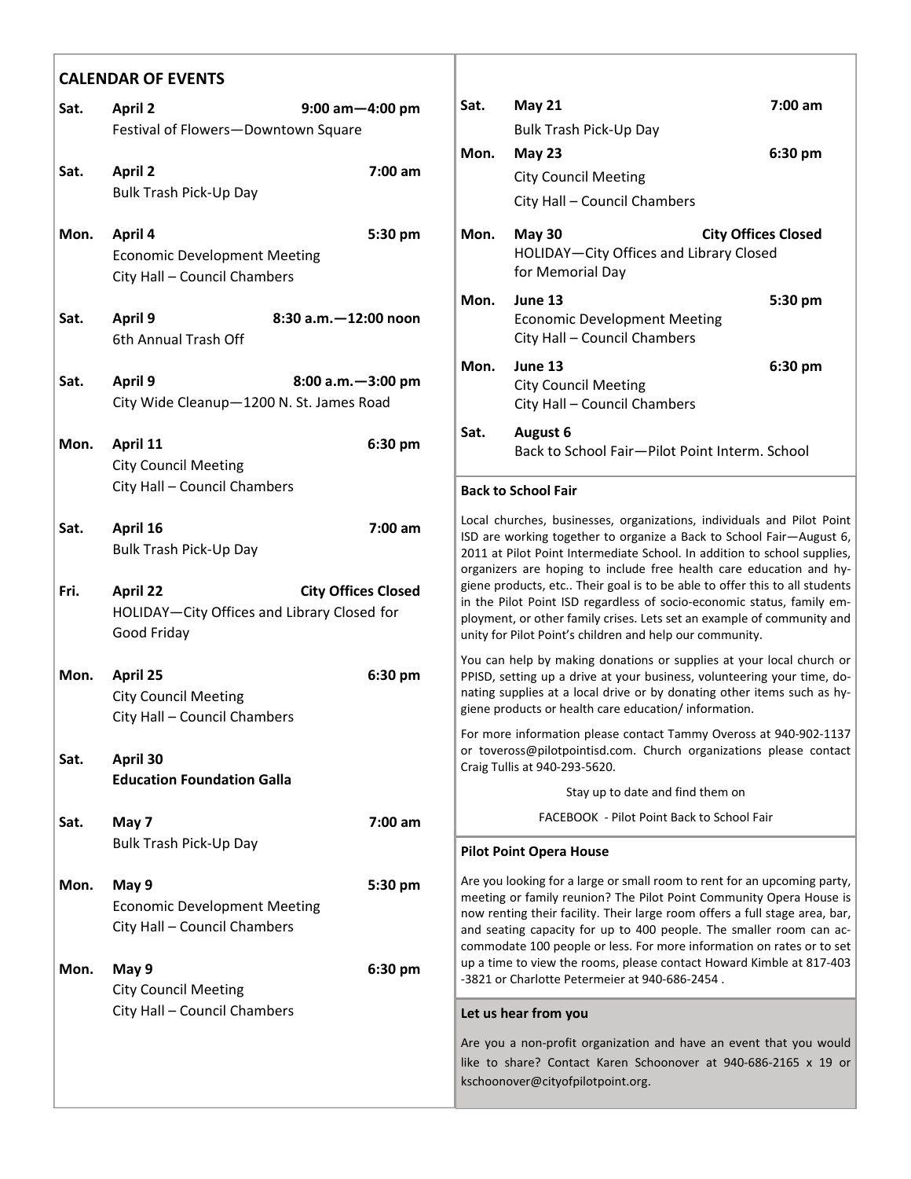## CALENDAR OF EVENTS

**Sat.** **April 2** **9:00 am—4:00 pm**
Festival of Flowers—Downtown Square

**Sat.** **April 2** **7:00 am**
Bulk Trash Pick-Up Day

**Mon.** **April 4** **5:30 pm**
Economic Development Meeting
City Hall – Council Chambers

**Sat.** **April 9** **8:30 a.m.—12:00 noon**
6th Annual Trash Off

**Sat.** **April 9** **8:00 a.m.—3:00 pm**
City Wide Cleanup—1200 N. St. James Road

**Mon.** **April 11** **6:30 pm**
City Council Meeting
City Hall – Council Chambers

**Sat.** **April 16** **7:00 am**
Bulk Trash Pick-Up Day

**Fri.** **April 22** **City Offices Closed**
HOLIDAY—City Offices and Library Closed for Good Friday

**Mon.** **April 25** **6:30 pm**
City Council Meeting
City Hall – Council Chambers

**Sat.** **April 30**
**Education Foundation Galla**

**Sat.** **May 7** **7:00 am**
Bulk Trash Pick-Up Day

**Mon.** **May 9** **5:30 pm**
Economic Development Meeting
City Hall – Council Chambers

**Mon.** **May 9** **6:30 pm**
City Council Meeting
City Hall – Council Chambers

**Sat.** **May 21** **7:00 am**
Bulk Trash Pick-Up Day

**Mon.** **May 23** **6:30 pm**
City Council Meeting
City Hall – Council Chambers

**Mon.** **May 30** **City Offices Closed**
HOLIDAY—City Offices and Library Closed for Memorial Day

**Mon.** **June 13** **5:30 pm**
Economic Development Meeting
City Hall – Council Chambers

**Mon.** **June 13** **6:30 pm**
City Council Meeting
City Hall – Council Chambers

**Sat.** **August 6**
Back to School Fair—Pilot Point Interm. School

### Back to School Fair

Local churches, businesses, organizations, individuals and Pilot Point ISD are working together to organize a Back to School Fair—August 6, 2011 at Pilot Point Intermediate School. In addition to school supplies, organizers are hoping to include free health care education and hygiene products, etc.. Their goal is to be able to offer this to all students in the Pilot Point ISD regardless of socio-economic status, family employment, or other family crises. Lets set an example of community and unity for Pilot Point's children and help our community.

You can help by making donations or supplies at your local church or PPISD, setting up a drive at your business, volunteering your time, donating supplies at a local drive or by donating other items such as hygiene products or health care education/ information.

For more information please contact Tammy Oveross at 940-902-1137 or toveross@pilotpointisd.com. Church organizations please contact Craig Tullis at 940-293-5620.

Stay up to date and find them on

FACEBOOK - Pilot Point Back to School Fair

### Pilot Point Opera House

Are you looking for a large or small room to rent for an upcoming party, meeting or family reunion? The Pilot Point Community Opera House is now renting their facility. Their large room offers a full stage area, bar, and seating capacity for up to 400 people. The smaller room can accommodate 100 people or less. For more information on rates or to set up a time to view the rooms, please contact Howard Kimble at 817-403-3821 or Charlotte Petermeier at 940-686-2454 .

### Let us hear from you

Are you a non-profit organization and have an event that you would like to share? Contact Karen Schoonover at 940-686-2165 x 19 or kschoonover@cityofpilotpoint.org.